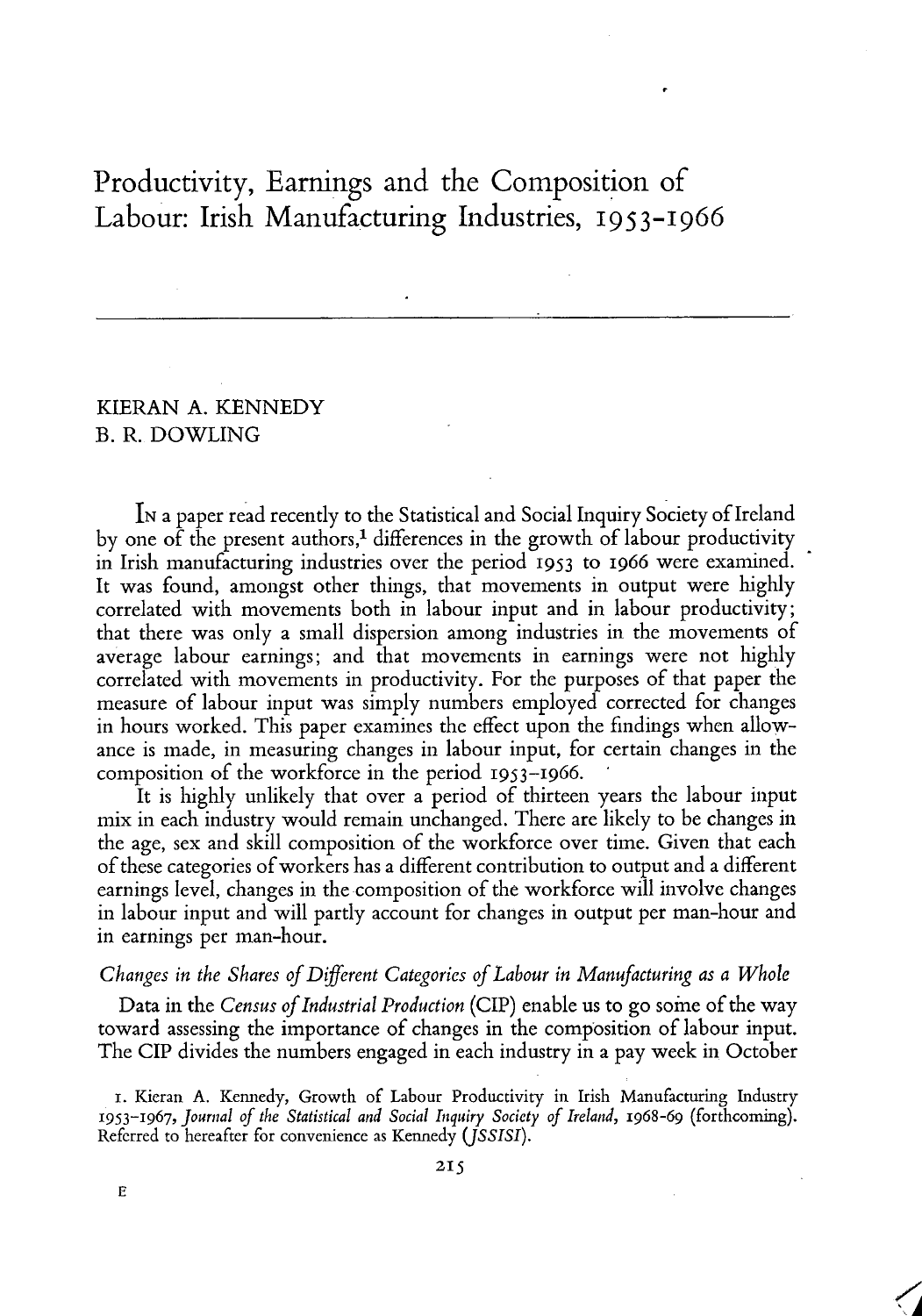# Productivity, Earnings and the Composition of Labour: Irish Manufacturing Industries, 1953-1966

KIERAN A. KENNEDY
B. R. DOWLING

In a paper read recently to the Statistical and Social Inquiry Society of Ireland by one of the present authors,[1] differences in the growth of labour productivity in Irish manufacturing industries over the period 1953 to 1966 were examined. It was found, amongst other things, that movements in output were highly correlated with movements both in labour input and in labour productivity; that there was only a small dispersion among industries in the movements of average labour earnings; and that movements in earnings were not highly correlated with movements in productivity. For the purposes of that paper the measure of labour input was simply numbers employed corrected for changes in hours worked. This paper examines the effect upon the findings when allowance is made, in measuring changes in labour input, for certain changes in the composition of the workforce in the period 1953–1966.

It is highly unlikely that over a period of thirteen years the labour input mix in each industry would remain unchanged. There are likely to be changes in the age, sex and skill composition of the workforce over time. Given that each of these categories of workers has a different contribution to output and a different earnings level, changes in the composition of the workforce will involve changes in labour input and will partly account for changes in output per man-hour and in earnings per man-hour.

### *Changes in the Shares of Different Categories of Labour in Manufacturing as a Whole*

Data in the *Census of Industrial Production* (CIP) enable us to go some of the way toward assessing the importance of changes in the composition of labour input. The CIP divides the numbers engaged in each industry in a pay week in October

1. Kieran A. Kennedy, Growth of Labour Productivity in Irish Manufacturing Industry 1953–1967, *Journal of the Statistical and Social Inquiry Society of Ireland*, 1968-69 (forthcoming). Referred to hereafter for convenience as Kennedy (*JSSISI*).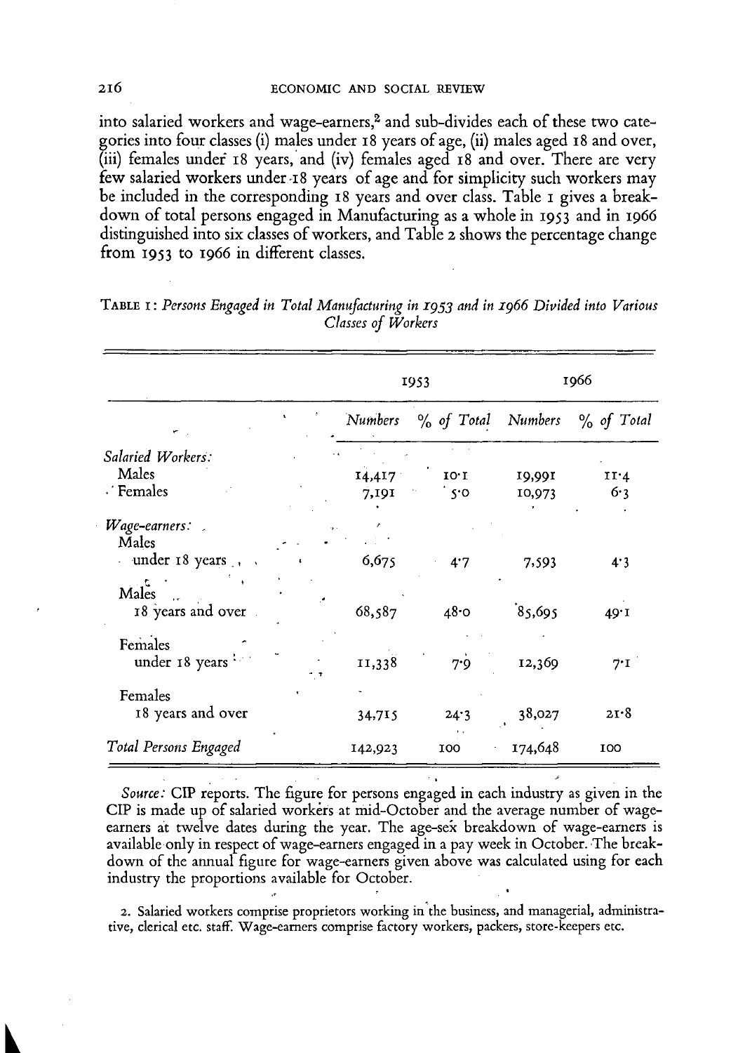into salaried workers and wage-earners,[2] and sub-divides each of these two categories into four classes (i) males under 18 years of age, (ii) males aged 18 and over, (iii) females under 18 years, and (iv) females aged 18 and over. There are very few salaried workers under 18 years of age and for simplicity such workers may be included in the corresponding 18 years and over class. Table 1 gives a breakdown of total persons engaged in Manufacturing as a whole in 1953 and in 1966 distinguished into six classes of workers, and Table 2 shows the percentage change from 1953 to 1966 in different classes.

TABLE 1: *Persons Engaged in Total Manufacturing in 1953 and in 1966 Divided into Various Classes of Workers*

| | 1953 | | 1966 | |
|---|---|---|---|---|
| | *Numbers* | *% of Total* | *Numbers* | *% of Total* |
| *Salaried Workers:* | | | | |
| Males | 14,417 | 10·1 | 19,991 | 11·4 |
| Females | 7,191 | 5·0 | 10,973 | 6·3 |
| *Wage-earners:* | | | | |
| Males under 18 years | 6,675 | 4·7 | 7,593 | 4·3 |
| Males 18 years and over | 68,587 | 48·0 | 85,695 | 49·1 |
| Females under 18 years | 11,338 | 7·9 | 12,369 | 7·1 |
| Females 18 years and over | 34,715 | 24·3 | 38,027 | 21·8 |
| *Total Persons Engaged* | 142,923 | 100 | 174,648 | 100 |

*Source:* CIP reports. The figure for persons engaged in each industry as given in the CIP is made up of salaried workers at mid-October and the average number of wage-earners at twelve dates during the year. The age-sex breakdown of wage-earners is available only in respect of wage-earners engaged in a pay week in October. The breakdown of the annual figure for wage-earners given above was calculated using for each industry the proportions available for October.

2. Salaried workers comprise proprietors working in the business, and managerial, administrative, clerical etc. staff. Wage-earners comprise factory workers, packers, store-keepers etc.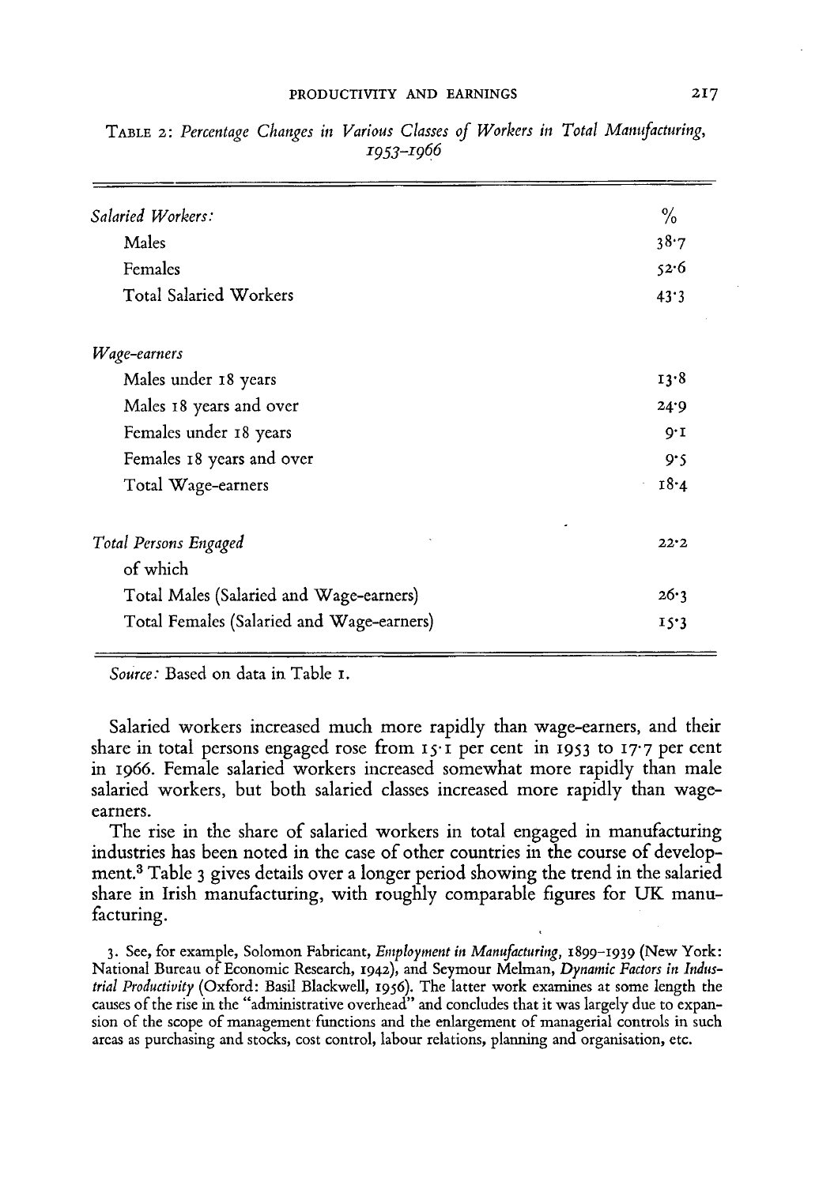TABLE 2: *Percentage Changes in Various Classes of Workers in Total Manufacturing, 1953–1966*

| | % |
|---|---|
| *Salaried Workers:* | |
| Males | 38·7 |
| Females | 52·6 |
| Total Salaried Workers | 43·3 |
| *Wage-earners* | |
| Males under 18 years | 13·8 |
| Males 18 years and over | 24·9 |
| Females under 18 years | 9·1 |
| Females 18 years and over | 9·5 |
| Total Wage-earners | 18·4 |
| *Total Persons Engaged* | 22·2 |
| of which | |
| Total Males (Salaried and Wage-earners) | 26·3 |
| Total Females (Salaried and Wage-earners) | 15·3 |

*Source:* Based on data in Table 1.

Salaried workers increased much more rapidly than wage-earners, and their share in total persons engaged rose from 15·1 per cent in 1953 to 17·7 per cent in 1966. Female salaried workers increased somewhat more rapidly than male salaried workers, but both salaried classes increased more rapidly than wage-earners.

The rise in the share of salaried workers in total engaged in manufacturing industries has been noted in the case of other countries in the course of development.[3] Table 3 gives details over a longer period showing the trend in the salaried share in Irish manufacturing, with roughly comparable figures for UK manufacturing.

3. See, for example, Solomon Fabricant, *Employment in Manufacturing*, 1899–1939 (New York: National Bureau of Economic Research, 1942), and Seymour Melman, *Dynamic Factors in Industrial Productivity* (Oxford: Basil Blackwell, 1956). The latter work examines at some length the causes of the rise in the "administrative overhead" and concludes that it was largely due to expansion of the scope of management functions and the enlargement of managerial controls in such areas as purchasing and stocks, cost control, labour relations, planning and organisation, etc.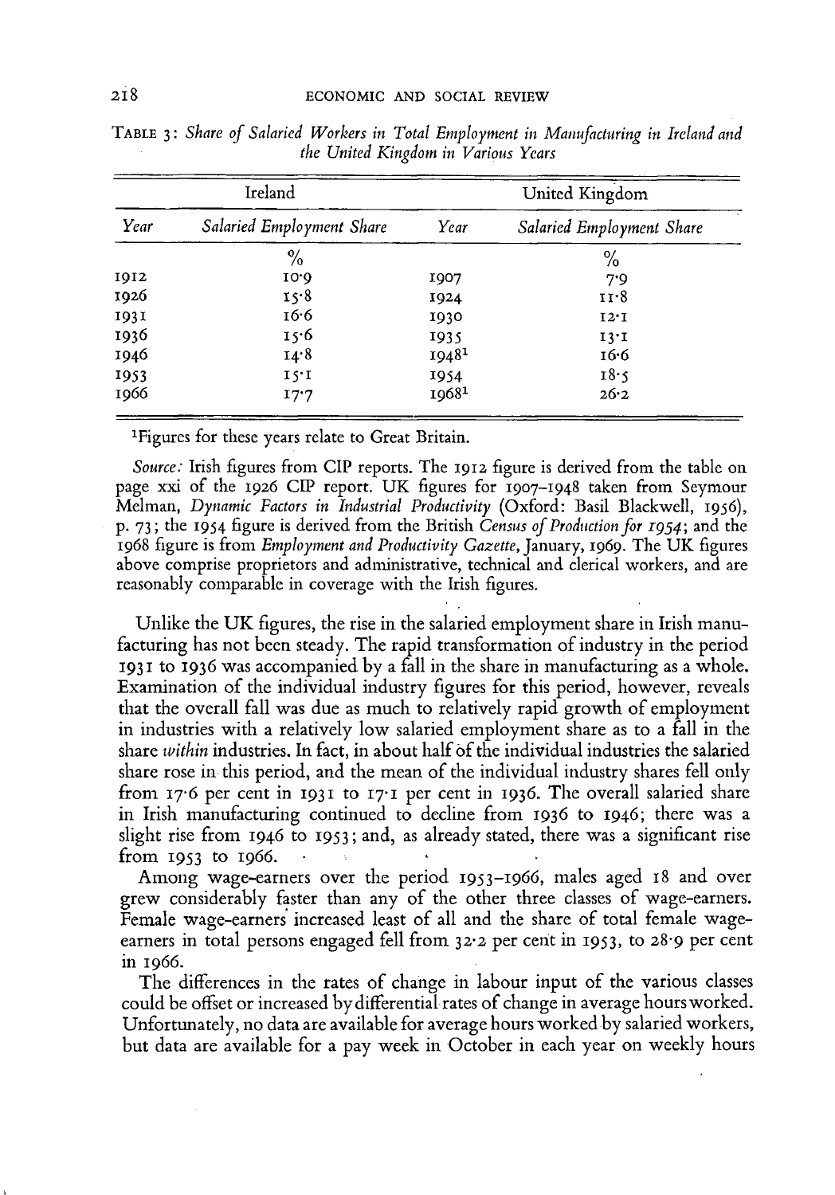TABLE 3: *Share of Salaried Workers in Total Employment in Manufacturing in Ireland and the United Kingdom in Various Years*

| Ireland | | United Kingdom | |
|---|---|---|---|
| *Year* | *Salaried Employment Share* | *Year* | *Salaried Employment Share* |
| | % | | % |
| 1912 | 10·9 | 1907 | 7·9 |
| 1926 | 15·8 | 1924 | 11·8 |
| 1931 | 16·6 | 1930 | 12·1 |
| 1936 | 15·6 | 1935 | 13·1 |
| 1946 | 14·8 | 1948[1] | 16·6 |
| 1953 | 15·1 | 1954 | 18·5 |
| 1966 | 17·7 | 1968[1] | 26·2 |

[1]Figures for these years relate to Great Britain.

*Source:* Irish figures from CIP reports. The 1912 figure is derived from the table on page xxi of the 1926 CIP report. UK figures for 1907–1948 taken from Seymour Melman, *Dynamic Factors in Industrial Productivity* (Oxford: Basil Blackwell, 1956), p. 73; the 1954 figure is derived from the British *Census of Production for 1954*; and the 1968 figure is from *Employment and Productivity Gazette*, January, 1969. The UK figures above comprise proprietors and administrative, technical and clerical workers, and are reasonably comparable in coverage with the Irish figures.

Unlike the UK figures, the rise in the salaried employment share in Irish manufacturing has not been steady. The rapid transformation of industry in the period 1931 to 1936 was accompanied by a fall in the share in manufacturing as a whole. Examination of the individual industry figures for this period, however, reveals that the overall fall was due as much to relatively rapid growth of employment in industries with a relatively low salaried employment share as to a fall in the share *within* industries. In fact, in about half of the individual industries the salaried share rose in this period, and the mean of the individual industry shares fell only from 17·6 per cent in 1931 to 17·1 per cent in 1936. The overall salaried share in Irish manufacturing continued to decline from 1936 to 1946; there was a slight rise from 1946 to 1953; and, as already stated, there was a significant rise from 1953 to 1966.

Among wage-earners over the period 1953–1966, males aged 18 and over grew considerably faster than any of the other three classes of wage-earners. Female wage-earners increased least of all and the share of total female wage-earners in total persons engaged fell from 32·2 per cent in 1953, to 28·9 per cent in 1966.

The differences in the rates of change in labour input of the various classes could be offset or increased by differential rates of change in average hours worked. Unfortunately, no data are available for average hours worked by salaried workers, but data are available for a pay week in October in each year on weekly hours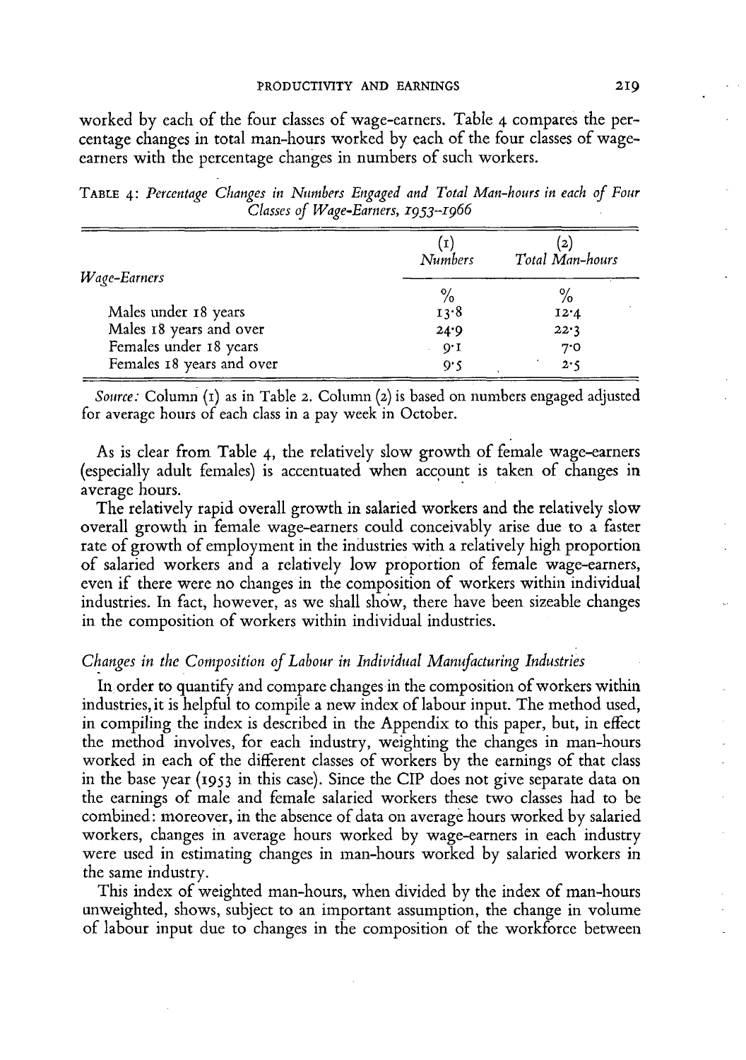worked by each of the four classes of wage-earners. Table 4 compares the percentage changes in total man-hours worked by each of the four classes of wage-earners with the percentage changes in numbers of such workers.

TABLE 4: *Percentage Changes in Numbers Engaged and Total Man-hours in each of Four Classes of Wage-Earners, 1953–1966*

| *Wage-Earners* | (1) *Numbers* | (2) *Total Man-hours* |
|---|---|---|
| | % | % |
| Males under 18 years | 13·8 | 12·4 |
| Males 18 years and over | 24·9 | 22·3 |
| Females under 18 years | 9·1 | 7·0 |
| Females 18 years and over | 9·5 | 2·5 |

*Source:* Column (1) as in Table 2. Column (2) is based on numbers engaged adjusted for average hours of each class in a pay week in October.

As is clear from Table 4, the relatively slow growth of female wage-earners (especially adult females) is accentuated when account is taken of changes in average hours.

The relatively rapid overall growth in salaried workers and the relatively slow overall growth in female wage-earners could conceivably arise due to a faster rate of growth of employment in the industries with a relatively high proportion of salaried workers and a relatively low proportion of female wage-earners, even if there were no changes in the composition of workers within individual industries. In fact, however, as we shall show, there have been sizeable changes in the composition of workers within individual industries.

### *Changes in the Composition of Labour in Individual Manufacturing Industries*

In order to quantify and compare changes in the composition of workers within industries, it is helpful to compile a new index of labour input. The method used, in compiling the index is described in the Appendix to this paper, but, in effect the method involves, for each industry, weighting the changes in man-hours worked in each of the different classes of workers by the earnings of that class in the base year (1953 in this case). Since the CIP does not give separate data on the earnings of male and female salaried workers these two classes had to be combined: moreover, in the absence of data on average hours worked by salaried workers, changes in average hours worked by wage-earners in each industry were used in estimating changes in man-hours worked by salaried workers in the same industry.

This index of weighted man-hours, when divided by the index of man-hours unweighted, shows, subject to an important assumption, the change in volume of labour input due to changes in the composition of the workforce between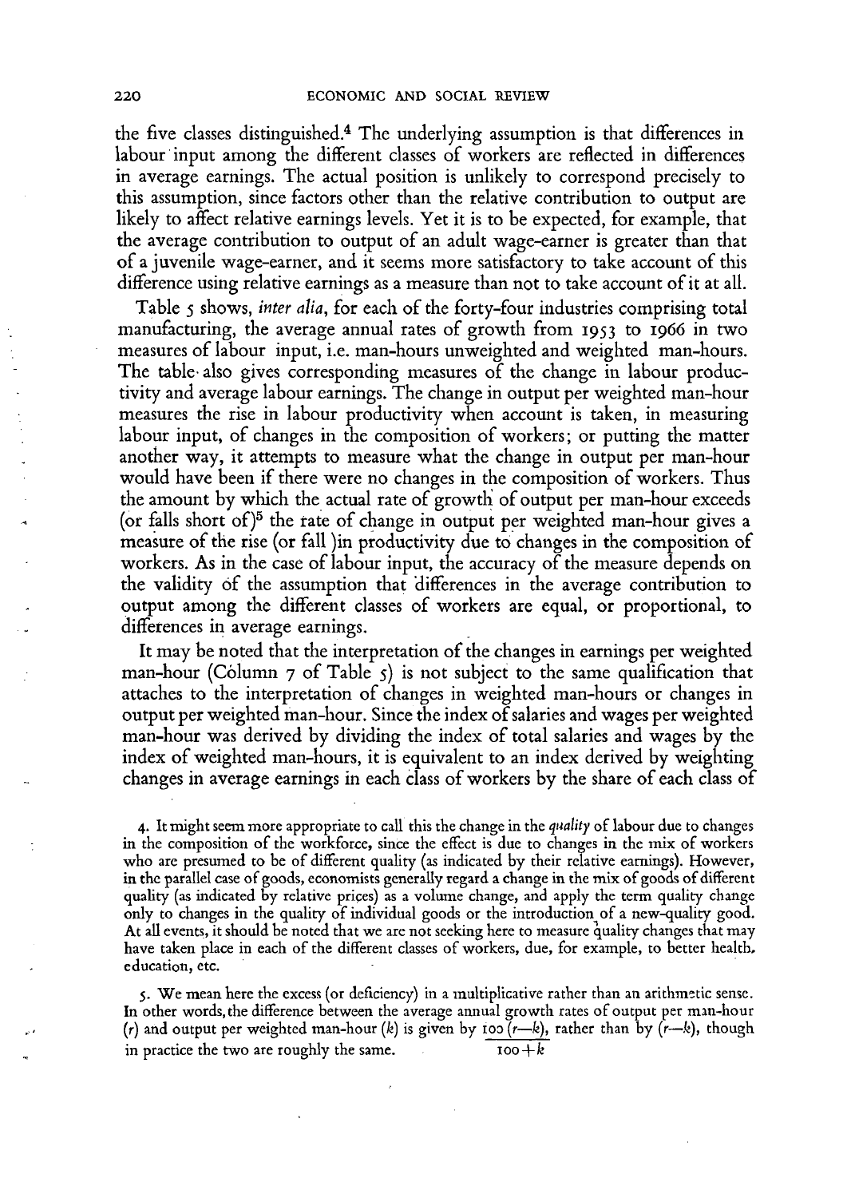the five classes distinguished.[4] The underlying assumption is that differences in labour input among the different classes of workers are reflected in differences in average earnings. The actual position is unlikely to correspond precisely to this assumption, since factors other than the relative contribution to output are likely to affect relative earnings levels. Yet it is to be expected, for example, that the average contribution to output of an adult wage-earner is greater than that of a juvenile wage-earner, and it seems more satisfactory to take account of this difference using relative earnings as a measure than not to take account of it at all.

Table 5 shows, *inter alia*, for each of the forty-four industries comprising total manufacturing, the average annual rates of growth from 1953 to 1966 in two measures of labour input, i.e. man-hours unweighted and weighted man-hours. The table also gives corresponding measures of the change in labour productivity and average labour earnings. The change in output per weighted man-hour measures the rise in labour productivity when account is taken, in measuring labour input, of changes in the composition of workers; or putting the matter another way, it attempts to measure what the change in output per man-hour would have been if there were no changes in the composition of workers. Thus the amount by which the actual rate of growth of output per man-hour exceeds (or falls short of)[5] the rate of change in output per weighted man-hour gives a measure of the rise (or fall )in productivity due to changes in the composition of workers. As in the case of labour input, the accuracy of the measure depends on the validity of the assumption that differences in the average contribution to output among the different classes of workers are equal, or proportional, to differences in average earnings.

It may be noted that the interpretation of the changes in earnings per weighted man-hour (Column 7 of Table 5) is not subject to the same qualification that attaches to the interpretation of changes in weighted man-hours or changes in output per weighted man-hour. Since the index of salaries and wages per weighted man-hour was derived by dividing the index of total salaries and wages by the index of weighted man-hours, it is equivalent to an index derived by weighting changes in average earnings in each class of workers by the share of each class of

4. It might seem more appropriate to call this the change in the *quality* of labour due to changes in the composition of the workforce, since the effect is due to changes in the mix of workers who are presumed to be of different quality (as indicated by their relative earnings). However, in the parallel case of goods, economists generally regard a change in the mix of goods of different quality (as indicated by relative prices) as a volume change, and apply the term quality change only to changes in the quality of individual goods or the introduction of a new-quality good. At all events, it should be noted that we are not seeking here to measure quality changes that may have taken place in each of the different classes of workers, due, for example, to better health, education, etc.

5. We mean here the excess (or deficiency) in a multiplicative rather than an arithmetic sense. In other words, the difference between the average annual growth rates of output per man-hour ($r$) and output per weighted man-hour ($k$) is given by $\frac{100\,(r-k)}{100+k}$, rather than by $(r-k)$, though in practice the two are roughly the same.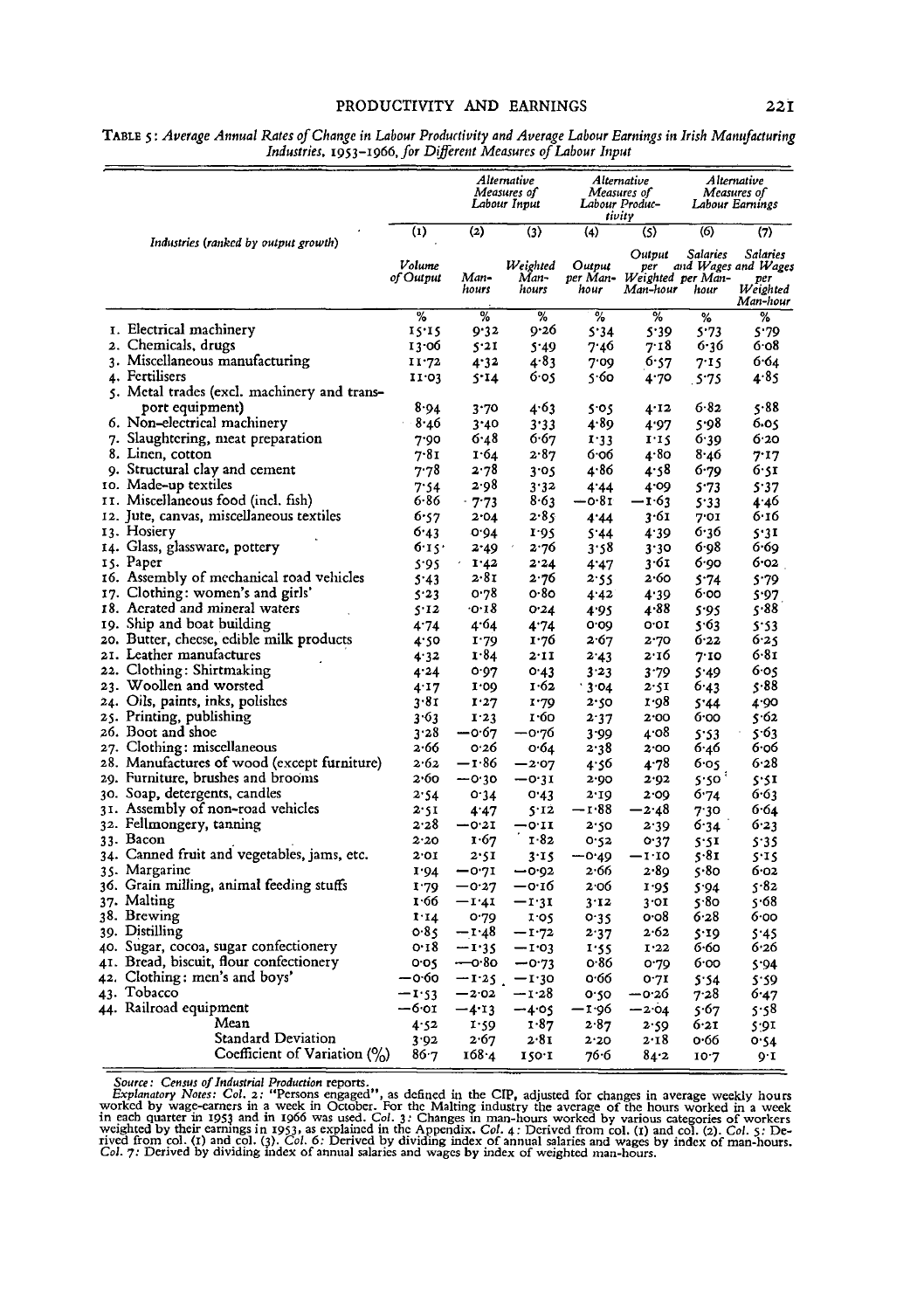TABLE 5: *Average Annual Rates of Change in Labour Productivity and Average Labour Earnings in Irish Manufacturing Industries, 1953–1966, for Different Measures of Labour Input*

| Industries (ranked by output growth) | (1) | (2) | (3) | (4) | (5) | (6) | (7) |
|---|---|---|---|---|---|---|---|
| | | *Alternative Measures of Labour Input* | | *Alternative Measures of Labour Productivity* | | *Alternative Measures of Labour Earnings* | |
| | *Volume of Output* | *Man-hours* | *Weighted Man-hours* | *Output per Man-hour* | *Output per Weighted Man-hour* | *Salaries and Wages per Man-hour* | *Salaries and Wages per Weighted Man-hour* |
| | % | % | % | % | % | % | % |
| 1. Electrical machinery | 15·15 | 9·32 | 9·26 | 5·34 | 5·39 | 5·73 | 5·79 |
| 2. Chemicals, drugs | 13·06 | 5·21 | 5·49 | 7·46 | 7·18 | 6·36 | 6·08 |
| 3. Miscellaneous manufacturing | 11·72 | 4·32 | 4·83 | 7·09 | 6·57 | 7·15 | 6·64 |
| 4. Fertilisers | 11·03 | 5·14 | 6·05 | 5·60 | 4·70 | 5·75 | 4·85 |
| 5. Metal trades (excl. machinery and transport equipment) | 8·94 | 3·70 | 4·63 | 5·05 | 4·12 | 6·82 | 5·88 |
| 6. Non-electrical machinery | 8·46 | 3·40 | 3·33 | 4·89 | 4·97 | 5·98 | 6·05 |
| 7. Slaughtering, meat preparation | 7·90 | 6·48 | 6·67 | 1·33 | 1·15 | 6·39 | 6·20 |
| 8. Linen, cotton | 7·81 | 1·64 | 2·87 | 6·06 | 4·80 | 8·46 | 7·17 |
| 9. Structural clay and cement | 7·78 | 2·78 | 3·05 | 4·86 | 4·58 | 6·79 | 6·51 |
| 10. Made-up textiles | 7·54 | 2·98 | 3·32 | 4·44 | 4·09 | 5·73 | 5·37 |
| 11. Miscellaneous food (incl. fish) | 6·86 | 7·73 | 8·63 | −0·81 | −1·63 | 5·33 | 4·46 |
| 12. Jute, canvas, miscellaneous textiles | 6·57 | 2·04 | 2·85 | 4·44 | 3·61 | 7·01 | 6·16 |
| 13. Hosiery | 6·43 | 0·94 | 1·95 | 5·44 | 4·39 | 6·36 | 5·31 |
| 14. Glass, glassware, pottery | 6·15 | 2·49 | 2·76 | 3·58 | 3·30 | 6·98 | 6·69 |
| 15. Paper | 5·95 | 1·42 | 2·24 | 4·47 | 3·61 | 6·90 | 6·02 |
| 16. Assembly of mechanical road vehicles | 5·43 | 2·81 | 2·76 | 2·55 | 2·60 | 5·74 | 5·79 |
| 17. Clothing: women's and girls' | 5·23 | 0·78 | 0·80 | 4·42 | 4·39 | 6·00 | 5·97 |
| 18. Aerated and mineral waters | 5·12 | 0·18 | 0·24 | 4·95 | 4·88 | 5·95 | 5·88 |
| 19. Ship and boat building | 4·74 | 4·64 | 4·74 | 0·09 | 0·01 | 5·63 | 5·53 |
| 20. Butter, cheese, edible milk products | 4·50 | 1·79 | 1·76 | 2·67 | 2·70 | 6·22 | 6·25 |
| 21. Leather manufactures | 4·32 | 1·84 | 2·11 | 2·43 | 2·16 | 7·10 | 6·81 |
| 22. Clothing: Shirtmaking | 4·24 | 0·97 | 0·43 | 3·23 | 3·79 | 5·49 | 6·05 |
| 23. Woollen and worsted | 4·17 | 1·09 | 1·62 | 3·04 | 2·51 | 6·43 | 5·88 |
| 24. Oils, paints, inks, polishes | 3·81 | 1·27 | 1·79 | 2·50 | 1·98 | 5·44 | 4·90 |
| 25. Printing, publishing | 3·63 | 1·23 | 1·60 | 2·37 | 2·00 | 6·00 | 5·62 |
| 26. Boot and shoe | 3·28 | −0·67 | −0·76 | 3·99 | 4·08 | 5·53 | 5·63 |
| 27. Clothing: miscellaneous | 2·66 | 0·26 | 0·64 | 2·38 | 2·00 | 6·46 | 6·06 |
| 28. Manufactures of wood (except furniture) | 2·62 | −1·86 | −2·07 | 4·56 | 4·78 | 6·05 | 6·28 |
| 29. Furniture, brushes and brooms | 2·60 | −0·30 | −0·31 | 2·90 | 2·92 | 5·50 | 5·51 |
| 30. Soap, detergents, candles | 2·54 | 0·34 | 0·43 | 2·19 | 2·09 | 6·74 | 6·63 |
| 31. Assembly of non-road vehicles | 2·51 | 4·47 | 5·12 | −1·88 | −2·48 | 7·30 | 6·64 |
| 32. Fellmongery, tanning | 2·28 | −0·21 | −0·11 | 2·50 | 2·39 | 6·34 | 6·23 |
| 33. Bacon | 2·20 | 1·67 | 1·82 | 0·52 | 0·37 | 5·51 | 5·35 |
| 34. Canned fruit and vegetables, jams, etc. | 2·01 | 2·51 | 3·15 | −0·49 | −1·10 | 5·81 | 5·15 |
| 35. Margarine | 1·94 | −0·71 | −0·92 | 2·66 | 2·89 | 5·80 | 6·02 |
| 36. Grain milling, animal feeding stuffs | 1·79 | −0·27 | −0·16 | 2·06 | 1·95 | 5·94 | 5·82 |
| 37. Malting | 1·66 | −1·41 | −1·31 | 3·12 | 3·01 | 5·80 | 5·68 |
| 38. Brewing | 1·14 | 0·79 | 1·05 | 0·35 | 0·08 | 6·28 | 6·00 |
| 39. Distilling | 0·85 | −1·48 | −1·72 | 2·37 | 2·62 | 5·19 | 5·45 |
| 40. Sugar, cocoa, sugar confectionery | 0·18 | −1·35 | −1·03 | 1·55 | 1·22 | 6·60 | 6·26 |
| 41. Bread, biscuit, flour confectionery | 0·05 | −0·80 | −0·73 | 0·86 | 0·79 | 6·00 | 5·94 |
| 42. Clothing: men's and boys' | −0·60 | −1·25 | −1·30 | 0·66 | 0·71 | 5·54 | 5·59 |
| 43. Tobacco | −1·53 | −2·02 | −1·28 | 0·50 | −0·26 | 7·28 | 6·47 |
| 44. Railroad equipment | −6·01 | −4·13 | −4·05 | −1·96 | −2·04 | 5·67 | 5·58 |
| Mean | 4·52 | 1·59 | 1·87 | 2·87 | 2·59 | 6·21 | 5·91 |
| Standard Deviation | 3·92 | 2·67 | 2·81 | 2·20 | 2·18 | 0·66 | 0·54 |
| Coefficient of Variation (%) | 86·7 | 168·4 | 150·1 | 76·6 | 84·2 | 10·7 | 9·1 |

*Source: Census of Industrial Production* reports.
*Explanatory Notes: Col. 2:* "Persons engaged", as defined in the CIP, adjusted for changes in average weekly hours worked by wage-earners in a week in October. For the Malting industry the average of the hours worked in a week in each quarter in 1953 and in 1966 was used. *Col. 3:* Changes in man-hours worked by various categories of workers weighted by their earnings in 1953, as explained in the Appendix. *Col. 4:* Derived from col. (1) and col. (2). *Col. 5:* Derived from col. (1) and col. (3). *Col. 6:* Derived by dividing index of annual salaries and wages by index of man-hours. *Col. 7:* Derived by dividing index of annual salaries and wages by index of weighted man-hours.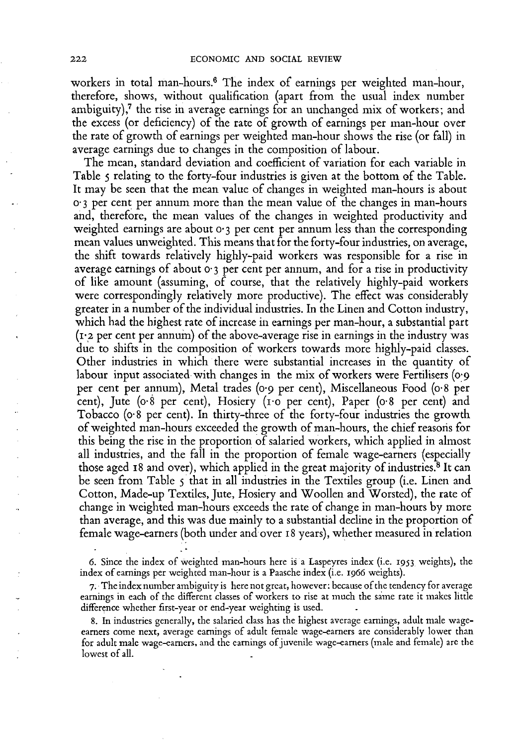workers in total man-hours.[6] The index of earnings per weighted man-hour, therefore, shows, without qualification (apart from the usual index number ambiguity),[7] the rise in average earnings for an unchanged mix of workers; and the excess (or deficiency) of the rate of growth of earnings per man-hour over the rate of growth of earnings per weighted man-hour shows the rise (or fall) in average earnings due to changes in the composition of labour.

The mean, standard deviation and coefficient of variation for each variable in Table 5 relating to the forty-four industries is given at the bottom of the Table. It may be seen that the mean value of changes in weighted man-hours is about 0·3 per cent per annum more than the mean value of the changes in man-hours and, therefore, the mean values of the changes in weighted productivity and weighted earnings are about 0·3 per cent per annum less than the corresponding mean values unweighted. This means that for the forty-four industries, on average, the shift towards relatively highly-paid workers was responsible for a rise in average earnings of about 0·3 per cent per annum, and for a rise in productivity of like amount (assuming, of course, that the relatively highly-paid workers were correspondingly relatively more productive). The effect was considerably greater in a number of the individual industries. In the Linen and Cotton industry, which had the highest rate of increase in earnings per man-hour, a substantial part (1·2 per cent per annum) of the above-average rise in earnings in the industry was due to shifts in the composition of workers towards more highly-paid classes. Other industries in which there were substantial increases in the quantity of labour input associated with changes in the mix of workers were Fertilisers (0·9 per cent per annum), Metal trades (0·9 per cent), Miscellaneous Food (0·8 per cent), Jute (0·8 per cent), Hosiery (1·0 per cent), Paper (0·8 per cent) and Tobacco (0·8 per cent). In thirty-three of the forty-four industries the growth of weighted man-hours exceeded the growth of man-hours, the chief reasons for this being the rise in the proportion of salaried workers, which applied in almost all industries, and the fall in the proportion of female wage-earners (especially those aged 18 and over), which applied in the great majority of industries.[8] It can be seen from Table 5 that in all industries in the Textiles group (i.e. Linen and Cotton, Made-up Textiles, Jute, Hosiery and Woollen and Worsted), the rate of change in weighted man-hours exceeds the rate of change in man-hours by more than average, and this was due mainly to a substantial decline in the proportion of female wage-earners (both under and over 18 years), whether measured in relation

6. Since the index of weighted man-hours here is a Laspeyres index (i.e. 1953 weights), the index of earnings per weighted man-hour is a Paasche index (i.e. 1966 weights).

7. The index number ambiguity is here not great, however: because of the tendency for average earnings in each of the different classes of workers to rise at much the same rate it makes little difference whether first-year or end-year weighting is used.

8. In industries generally, the salaried class has the highest average earnings, adult male wage-earners come next, average earnings of adult female wage-earners are considerably lower than for adult male wage-earners, and the earnings of juvenile wage-earners (male and female) are the lowest of all.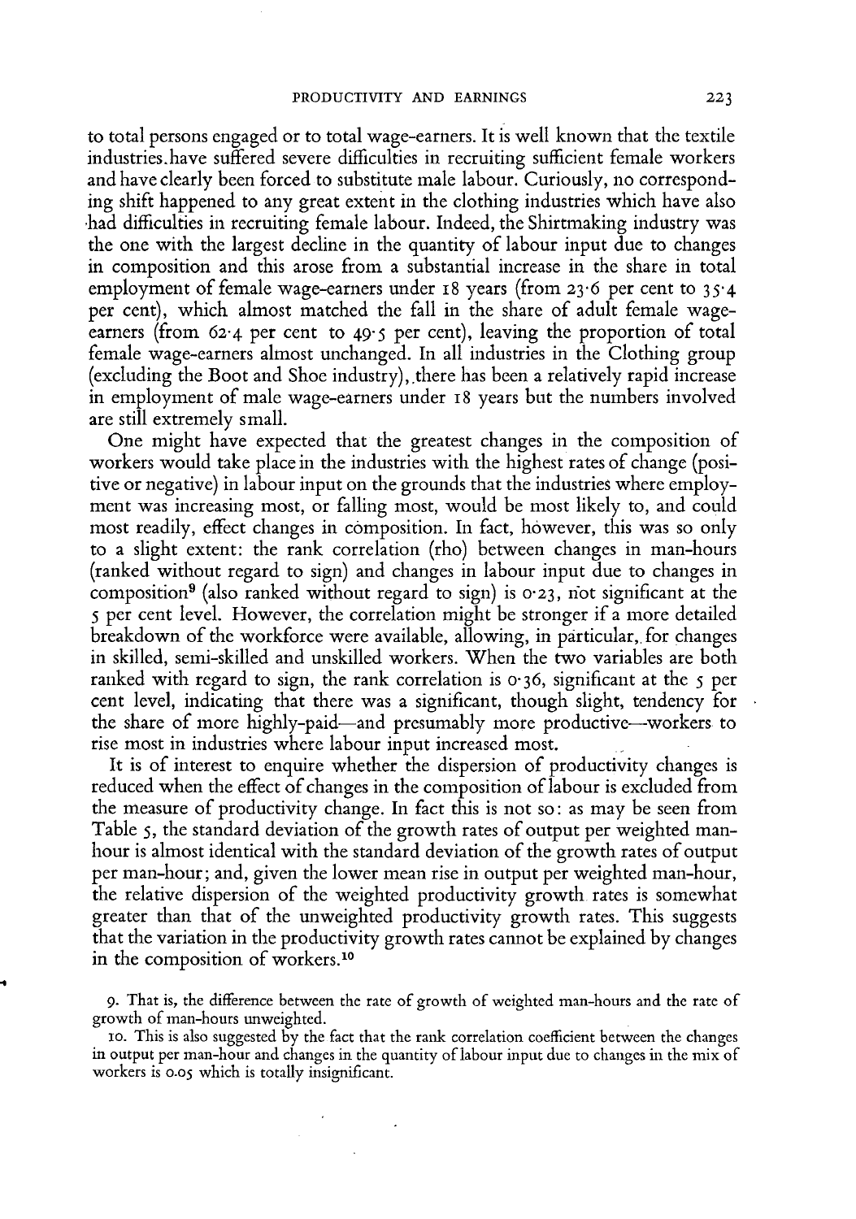to total persons engaged or to total wage-earners. It is well known that the textile industries have suffered severe difficulties in recruiting sufficient female workers and have clearly been forced to substitute male labour. Curiously, no corresponding shift happened to any great extent in the clothing industries which have also had difficulties in recruiting female labour. Indeed, the Shirtmaking industry was the one with the largest decline in the quantity of labour input due to changes in composition and this arose from a substantial increase in the share in total employment of female wage-earners under 18 years (from 23·6 per cent to 35·4 per cent), which almost matched the fall in the share of adult female wage-earners (from 62·4 per cent to 49·5 per cent), leaving the proportion of total female wage-earners almost unchanged. In all industries in the Clothing group (excluding the Boot and Shoe industry), there has been a relatively rapid increase in employment of male wage-earners under 18 years but the numbers involved are still extremely small.

One might have expected that the greatest changes in the composition of workers would take place in the industries with the highest rates of change (positive or negative) in labour input on the grounds that the industries where employment was increasing most, or falling most, would be most likely to, and could most readily, effect changes in composition. In fact, however, this was so only to a slight extent: the rank correlation (rho) between changes in man-hours (ranked without regard to sign) and changes in labour input due to changes in composition[9] (also ranked without regard to sign) is 0·23, not significant at the 5 per cent level. However, the correlation might be stronger if a more detailed breakdown of the workforce were available, allowing, in particular, for changes in skilled, semi-skilled and unskilled workers. When the two variables are both ranked with regard to sign, the rank correlation is 0·36, significant at the 5 per cent level, indicating that there was a significant, though slight, tendency for the share of more highly-paid—and presumably more productive—workers to rise most in industries where labour input increased most.

It is of interest to enquire whether the dispersion of productivity changes is reduced when the effect of changes in the composition of labour is excluded from the measure of productivity change. In fact this is not so: as may be seen from Table 5, the standard deviation of the growth rates of output per weighted man-hour is almost identical with the standard deviation of the growth rates of output per man-hour; and, given the lower mean rise in output per weighted man-hour, the relative dispersion of the weighted productivity growth rates is somewhat greater than that of the unweighted productivity growth rates. This suggests that the variation in the productivity growth rates cannot be explained by changes in the composition of workers.[10]

9. That is, the difference between the rate of growth of weighted man-hours and the rate of growth of man-hours unweighted.

10. This is also suggested by the fact that the rank correlation coefficient between the changes in output per man-hour and changes in the quantity of labour input due to changes in the mix of workers is 0.05 which is totally insignificant.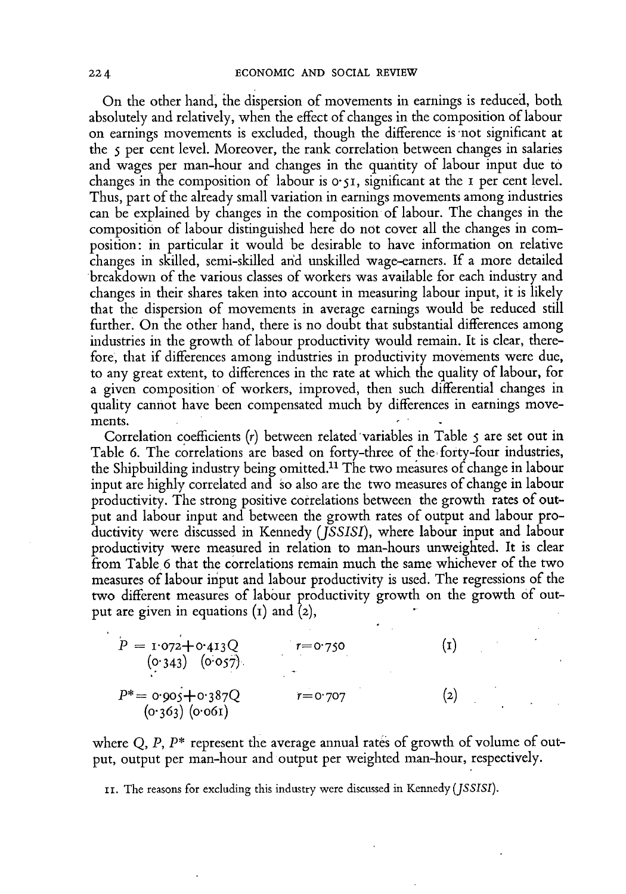On the other hand, the dispersion of movements in earnings is reduced, both absolutely and relatively, when the effect of changes in the composition of labour on earnings movements is excluded, though the difference is not significant at the 5 per cent level. Moreover, the rank correlation between changes in salaries and wages per man-hour and changes in the quantity of labour input due to changes in the composition of labour is 0·51, significant at the 1 per cent level. Thus, part of the already small variation in earnings movements among industries can be explained by changes in the composition of labour. The changes in the composition of labour distinguished here do not cover all the changes in composition: in particular it would be desirable to have information on relative changes in skilled, semi-skilled and unskilled wage-earners. If a more detailed breakdown of the various classes of workers was available for each industry and changes in their shares taken into account in measuring labour input, it is likely that the dispersion of movements in average earnings would be reduced still further. On the other hand, there is no doubt that substantial differences among industries in the growth of labour productivity would remain. It is clear, therefore, that if differences among industries in productivity movements were due, to any great extent, to differences in the rate at which the quality of labour, for a given composition of workers, improved, then such differential changes in quality cannot have been compensated much by differences in earnings movements.

Correlation coefficients ($r$) between related variables in Table 5 are set out in Table 6. The correlations are based on forty-three of the forty-four industries, the Shipbuilding industry being omitted.[11] The two measures of change in labour input are highly correlated and so also are the two measures of change in labour productivity. The strong positive correlations between the growth rates of output and labour input and between the growth rates of output and labour productivity were discussed in Kennedy (*JSSISI*), where labour input and labour productivity were measured in relation to man-hours unweighted. It is clear from Table 6 that the correlations remain much the same whichever of the two measures of labour input and labour productivity is used. The regressions of the two different measures of labour productivity growth on the growth of output are given in equations (1) and (2),

$$P = \underset{(0{\cdot}343)}{1{\cdot}072} + \underset{(0{\cdot}057)}{0{\cdot}413}Q \qquad r = 0{\cdot}750 \qquad (1)$$

$$P^* = \underset{(0{\cdot}363)}{0{\cdot}905} + \underset{(0{\cdot}061)}{0{\cdot}387}Q \qquad r = 0{\cdot}707 \qquad (2)$$

where $Q$, $P$, $P^*$ represent the average annual rates of growth of volume of output, output per man-hour and output per weighted man-hour, respectively.

11. The reasons for excluding this industry were discussed in Kennedy (*JSSISI*).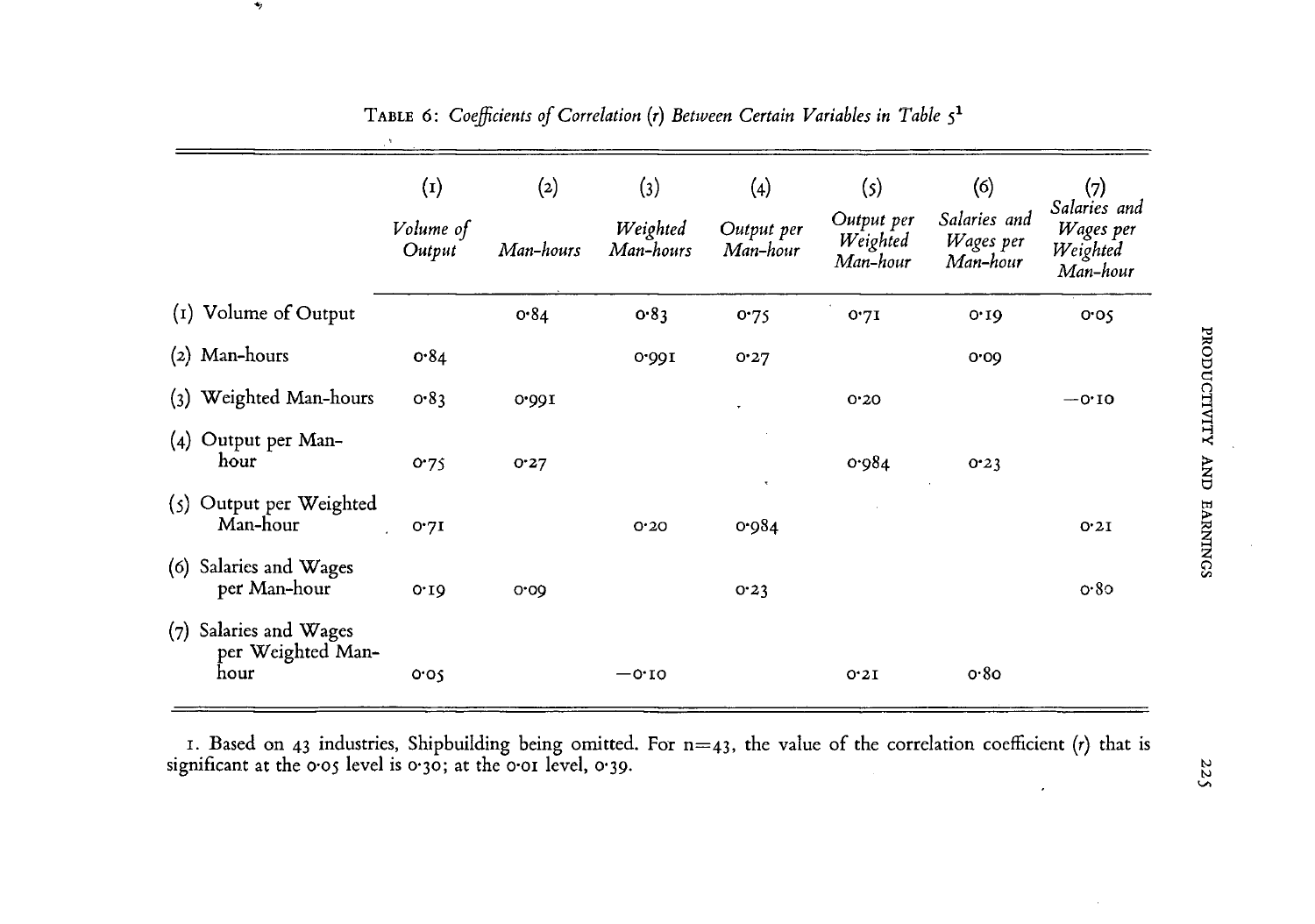TABLE 6: *Coefficients of Correlation (r) Between Certain Variables in Table 5*[1]

| | (1) *Volume of Output* | (2) *Man-hours* | (3) *Weighted Man-hours* | (4) *Output per Man-hour* | (5) *Output per Weighted Man-hour* | (6) *Salaries and Wages per Man-hour* | (7) *Salaries and Wages per Weighted Man-hour* |
|---|---|---|---|---|---|---|---|
| (1) Volume of Output | | 0·84 | 0·83 | 0·75 | 0·71 | 0·19 | 0·05 |
| (2) Man-hours | 0·84 | | 0·991 | 0·27 | | 0·09 | |
| (3) Weighted Man-hours | 0·83 | 0·991 | | | 0·20 | | −0·10 |
| (4) Output per Man-hour | 0·75 | 0·27 | | | 0·984 | 0·23 | |
| (5) Output per Weighted Man-hour | 0·71 | | 0·20 | 0·984 | | | 0·21 |
| (6) Salaries and Wages per Man-hour | 0·19 | 0·09 | | 0·23 | | | 0·80 |
| (7) Salaries and Wages per Weighted Man-hour | 0·05 | | −0·10 | | 0·21 | 0·80 | |

1. Based on 43 industries, Shipbuilding being omitted. For n=43, the value of the correlation coefficient (*r*) that is significant at the 0·05 level is 0·30; at the 0·01 level, 0·39.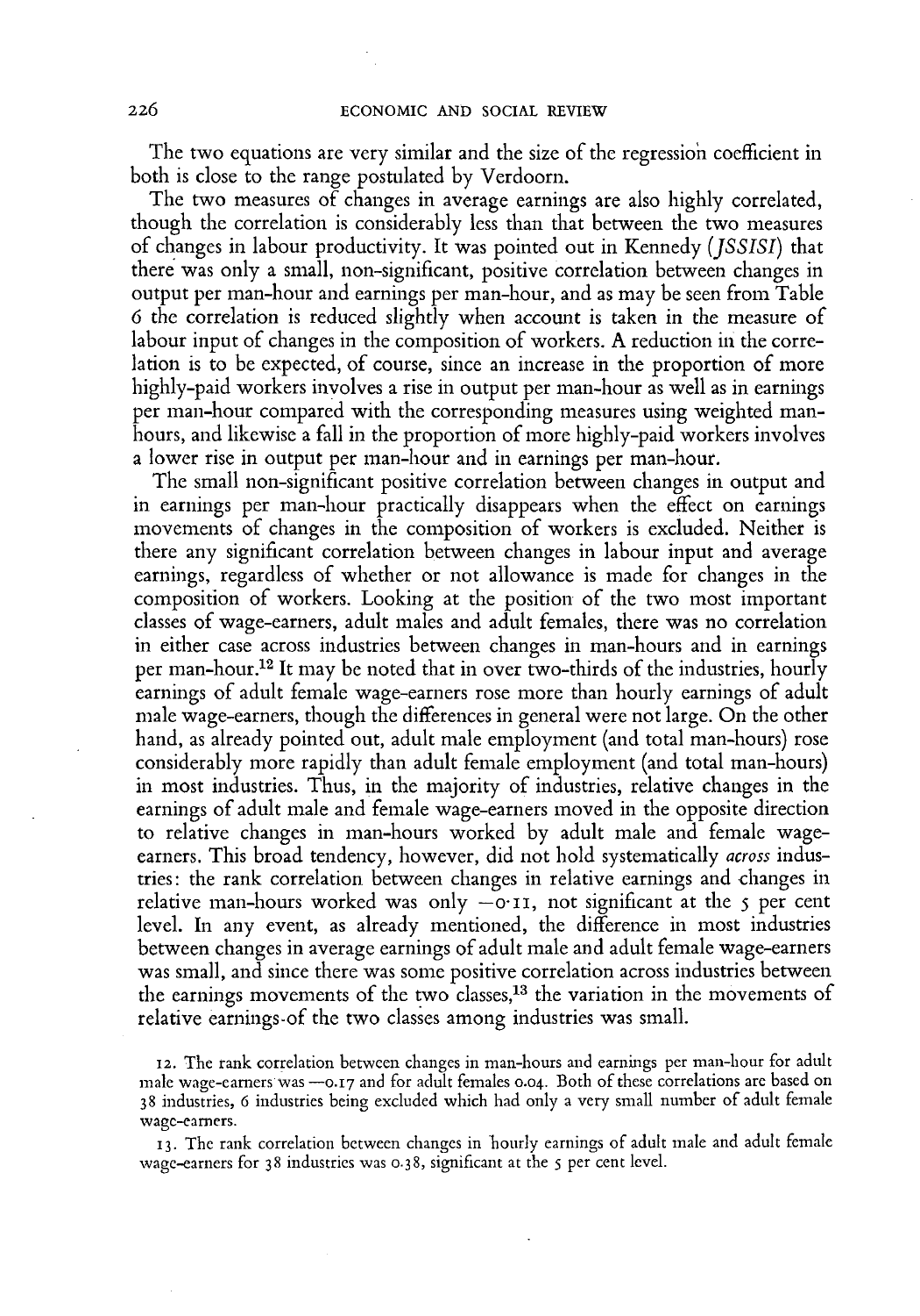The two equations are very similar and the size of the regression coefficient in both is close to the range postulated by Verdoorn.

The two measures of changes in average earnings are also highly correlated, though the correlation is considerably less than that between the two measures of changes in labour productivity. It was pointed out in Kennedy (*JSSISI*) that there was only a small, non-significant, positive correlation between changes in output per man-hour and earnings per man-hour, and as may be seen from Table 6 the correlation is reduced slightly when account is taken in the measure of labour input of changes in the composition of workers. A reduction in the correlation is to be expected, of course, since an increase in the proportion of more highly-paid workers involves a rise in output per man-hour as well as in earnings per man-hour compared with the corresponding measures using weighted man-hours, and likewise a fall in the proportion of more highly-paid workers involves a lower rise in output per man-hour and in earnings per man-hour.

The small non-significant positive correlation between changes in output and in earnings per man-hour practically disappears when the effect on earnings movements of changes in the composition of workers is excluded. Neither is there any significant correlation between changes in labour input and average earnings, regardless of whether or not allowance is made for changes in the composition of workers. Looking at the position of the two most important classes of wage-earners, adult males and adult females, there was no correlation in either case across industries between changes in man-hours and in earnings per man-hour.[12] It may be noted that in over two-thirds of the industries, hourly earnings of adult female wage-earners rose more than hourly earnings of adult male wage-earners, though the differences in general were not large. On the other hand, as already pointed out, adult male employment (and total man-hours) rose considerably more rapidly than adult female employment (and total man-hours) in most industries. Thus, in the majority of industries, relative changes in the earnings of adult male and female wage-earners moved in the opposite direction to relative changes in man-hours worked by adult male and female wage-earners. This broad tendency, however, did not hold systematically *across* industries: the rank correlation between changes in relative earnings and changes in relative man-hours worked was only −0·11, not significant at the 5 per cent level. In any event, as already mentioned, the difference in most industries between changes in average earnings of adult male and adult female wage-earners was small, and since there was some positive correlation across industries between the earnings movements of the two classes,[13] the variation in the movements of relative earnings of the two classes among industries was small.

12. The rank correlation between changes in man-hours and earnings per man-hour for adult male wage-earners was −0.17 and for adult females 0.04. Both of these correlations are based on 38 industries, 6 industries being excluded which had only a very small number of adult female wage-earners.

13. The rank correlation between changes in hourly earnings of adult male and adult female wage-earners for 38 industries was 0.38, significant at the 5 per cent level.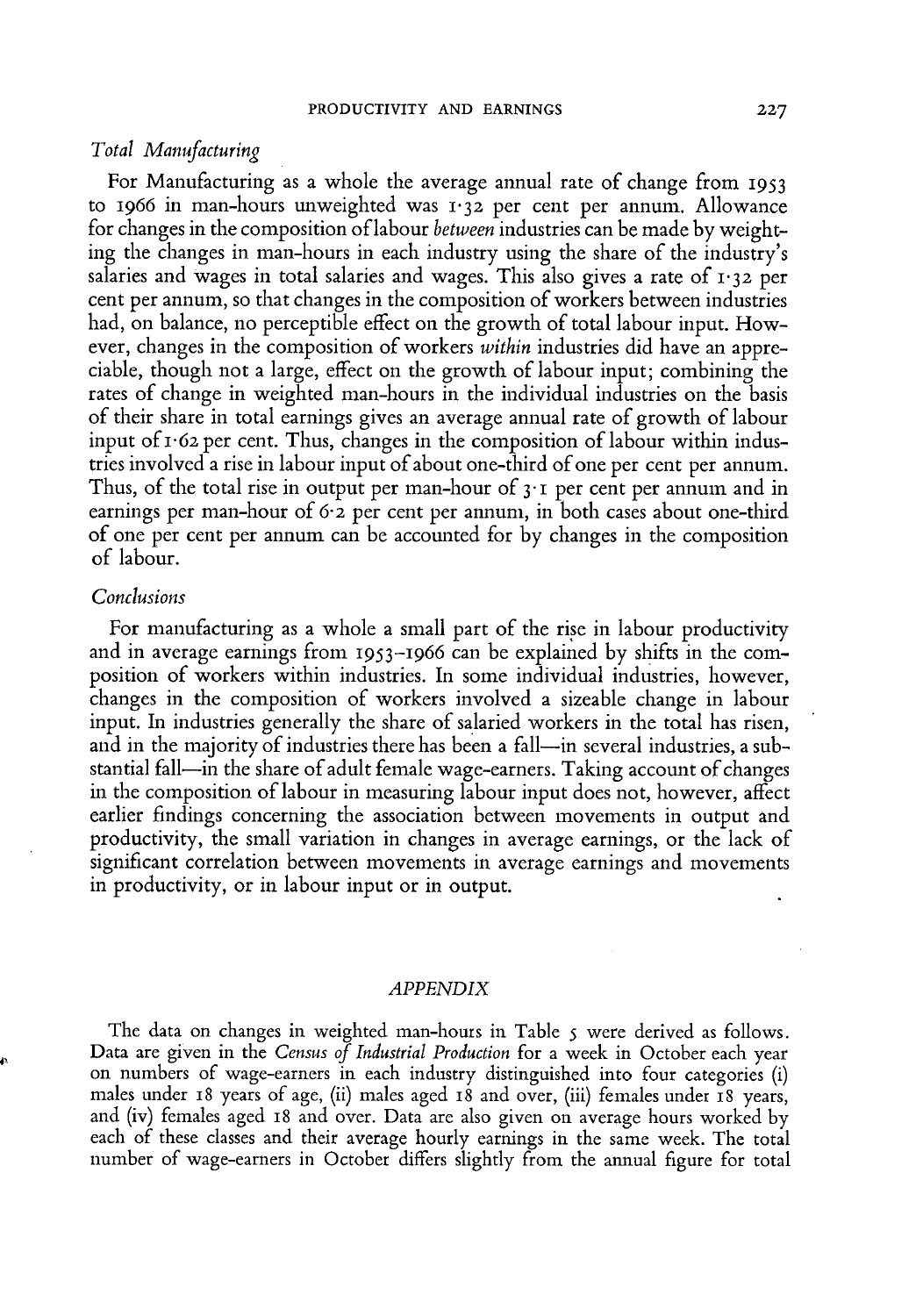### *Total Manufacturing*

For Manufacturing as a whole the average annual rate of change from 1953 to 1966 in man-hours unweighted was 1·32 per cent per annum. Allowance for changes in the composition of labour *between* industries can be made by weighting the changes in man-hours in each industry using the share of the industry's salaries and wages in total salaries and wages. This also gives a rate of 1·32 per cent per annum, so that changes in the composition of workers between industries had, on balance, no perceptible effect on the growth of total labour input. However, changes in the composition of workers *within* industries did have an appreciable, though not a large, effect on the growth of labour input; combining the rates of change in weighted man-hours in the individual industries on the basis of their share in total earnings gives an average annual rate of growth of labour input of 1·62 per cent. Thus, changes in the composition of labour within industries involved a rise in labour input of about one-third of one per cent per annum. Thus, of the total rise in output per man-hour of 3·1 per cent per annum and in earnings per man-hour of 6·2 per cent per annum, in both cases about one-third of one per cent per annum can be accounted for by changes in the composition of labour.

### *Conclusions*

For manufacturing as a whole a small part of the rise in labour productivity and in average earnings from 1953–1966 can be explained by shifts in the composition of workers within industries. In some individual industries, however, changes in the composition of workers involved a sizeable change in labour input. In industries generally the share of salaried workers in the total has risen, and in the majority of industries there has been a fall—in several industries, a substantial fall—in the share of adult female wage-earners. Taking account of changes in the composition of labour in measuring labour input does not, however, affect earlier findings concerning the association between movements in output and productivity, the small variation in changes in average earnings, or the lack of significant correlation between movements in average earnings and movements in productivity, or in labour input or in output.

## *APPENDIX*

The data on changes in weighted man-hours in Table 5 were derived as follows. Data are given in the *Census of Industrial Production* for a week in October each year on numbers of wage-earners in each industry distinguished into four categories (i) males under 18 years of age, (ii) males aged 18 and over, (iii) females under 18 years, and (iv) females aged 18 and over. Data are also given on average hours worked by each of these classes and their average hourly earnings in the same week. The total number of wage-earners in October differs slightly from the annual figure for total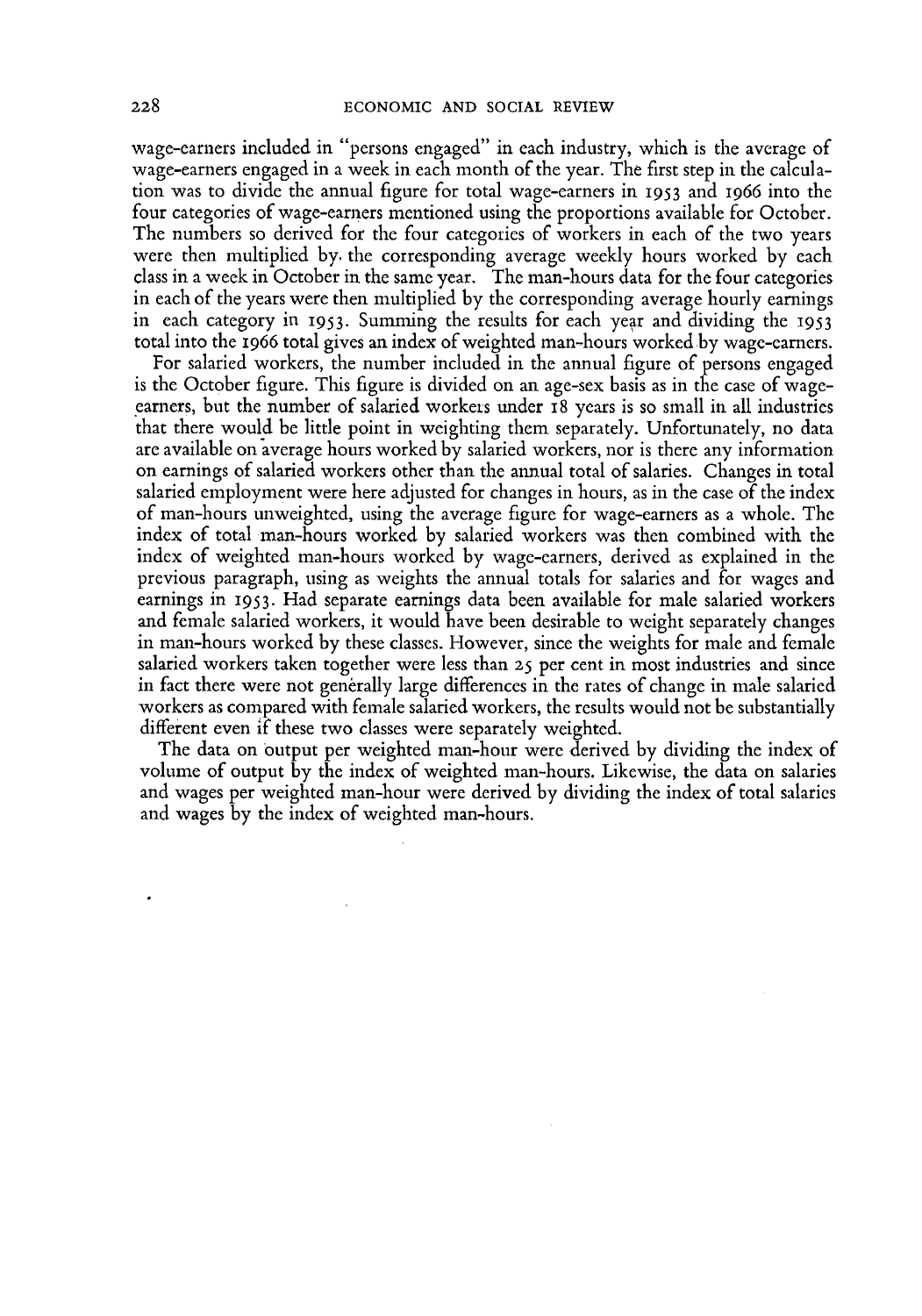wage-earners included in "persons engaged" in each industry, which is the average of wage-earners engaged in a week in each month of the year. The first step in the calculation was to divide the annual figure for total wage-earners in 1953 and 1966 into the four categories of wage-earners mentioned using the proportions available for October. The numbers so derived for the four categories of workers in each of the two years were then multiplied by the corresponding average weekly hours worked by each class in a week in October in the same year. The man-hours data for the four categories in each of the years were then multiplied by the corresponding average hourly earnings in each category in 1953. Summing the results for each year and dividing the 1953 total into the 1966 total gives an index of weighted man-hours worked by wage-earners.

For salaried workers, the number included in the annual figure of persons engaged is the October figure. This figure is divided on an age-sex basis as in the case of wage-earners, but the number of salaried workers under 18 years is so small in all industries that there would be little point in weighting them separately. Unfortunately, no data are available on average hours worked by salaried workers, nor is there any information on earnings of salaried workers other than the annual total of salaries. Changes in total salaried employment were here adjusted for changes in hours, as in the case of the index of man-hours unweighted, using the average figure for wage-earners as a whole. The index of total man-hours worked by salaried workers was then combined with the index of weighted man-hours worked by wage-earners, derived as explained in the previous paragraph, using as weights the annual totals for salaries and for wages and earnings in 1953. Had separate earnings data been available for male salaried workers and female salaried workers, it would have been desirable to weight separately changes in man-hours worked by these classes. However, since the weights for male and female salaried workers taken together were less than 25 per cent in most industries and since in fact there were not generally large differences in the rates of change in male salaried workers as compared with female salaried workers, the results would not be substantially different even if these two classes were separately weighted.

The data on output per weighted man-hour were derived by dividing the index of volume of output by the index of weighted man-hours. Likewise, the data on salaries and wages per weighted man-hour were derived by dividing the index of total salaries and wages by the index of weighted man-hours.